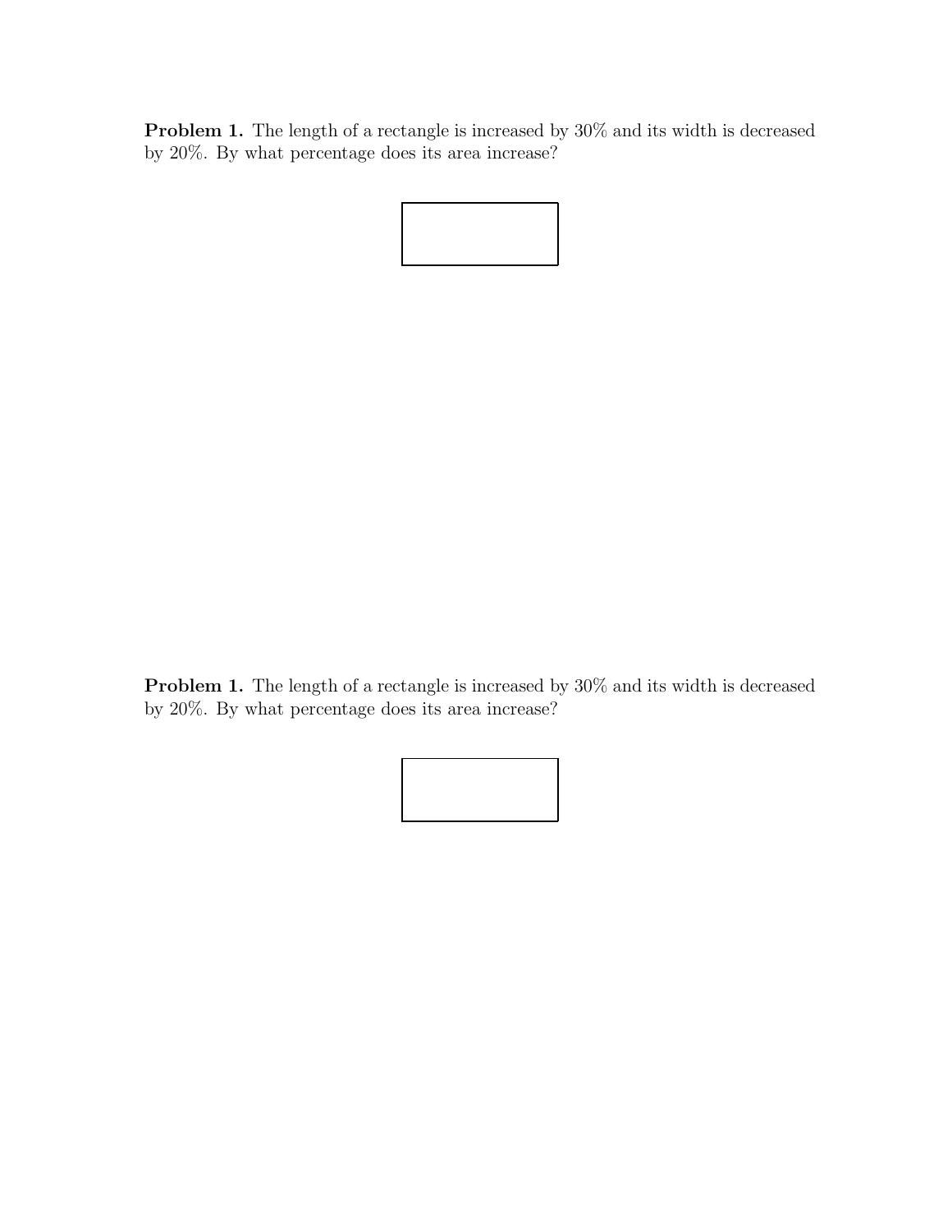**Problem 1.** The length of a rectangle is increased by 30% and its width is decreased by 20%. By what percentage does its area increase?

**Problem 1.** The length of a rectangle is increased by 30% and its width is decreased by 20%. By what percentage does its area increase?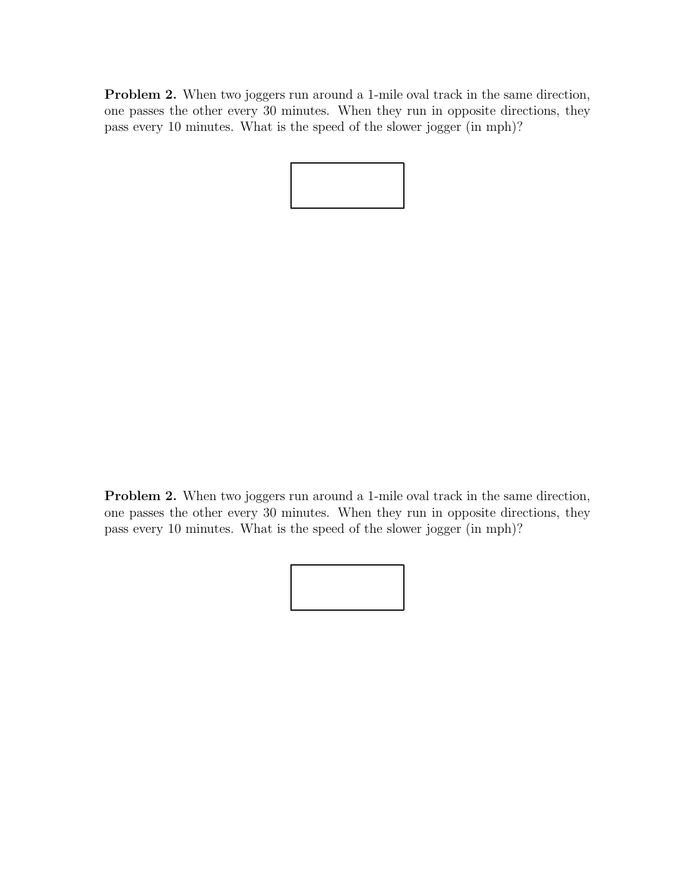**Problem 2.** When two joggers run around a 1-mile oval track in the same direction, one passes the other every 30 minutes. When they run in opposite directions, they pass every 10 minutes. What is the speed of the slower jogger (in mph)?

**Problem 2.** When two joggers run around a 1-mile oval track in the same direction, one passes the other every 30 minutes. When they run in opposite directions, they pass every 10 minutes. What is the speed of the slower jogger (in mph)?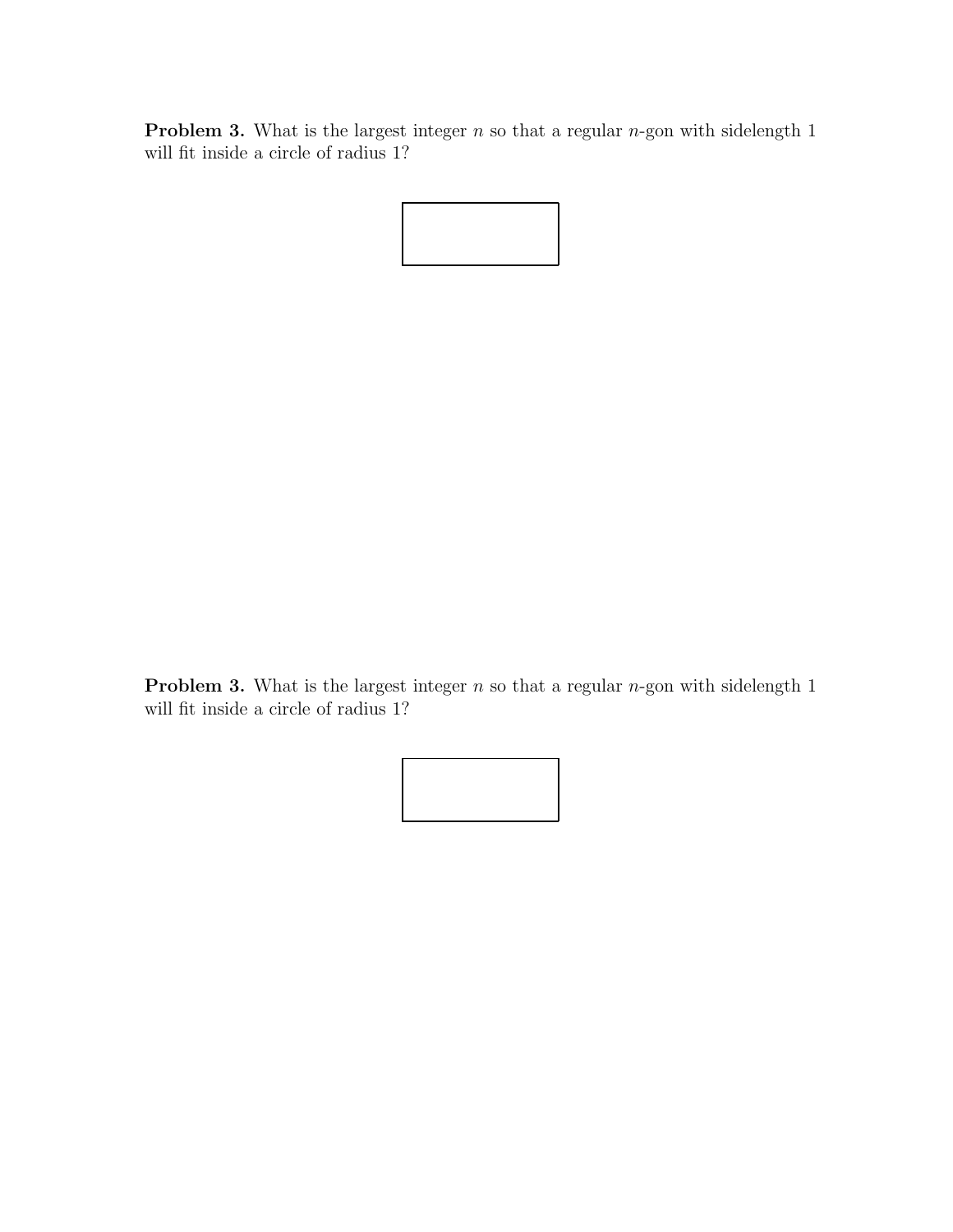**Problem 3.** What is the largest integer $n$ so that a regular $n$-gon with sidelength 1 will fit inside a circle of radius 1?

**Problem 3.** What is the largest integer $n$ so that a regular $n$-gon with sidelength 1 will fit inside a circle of radius 1?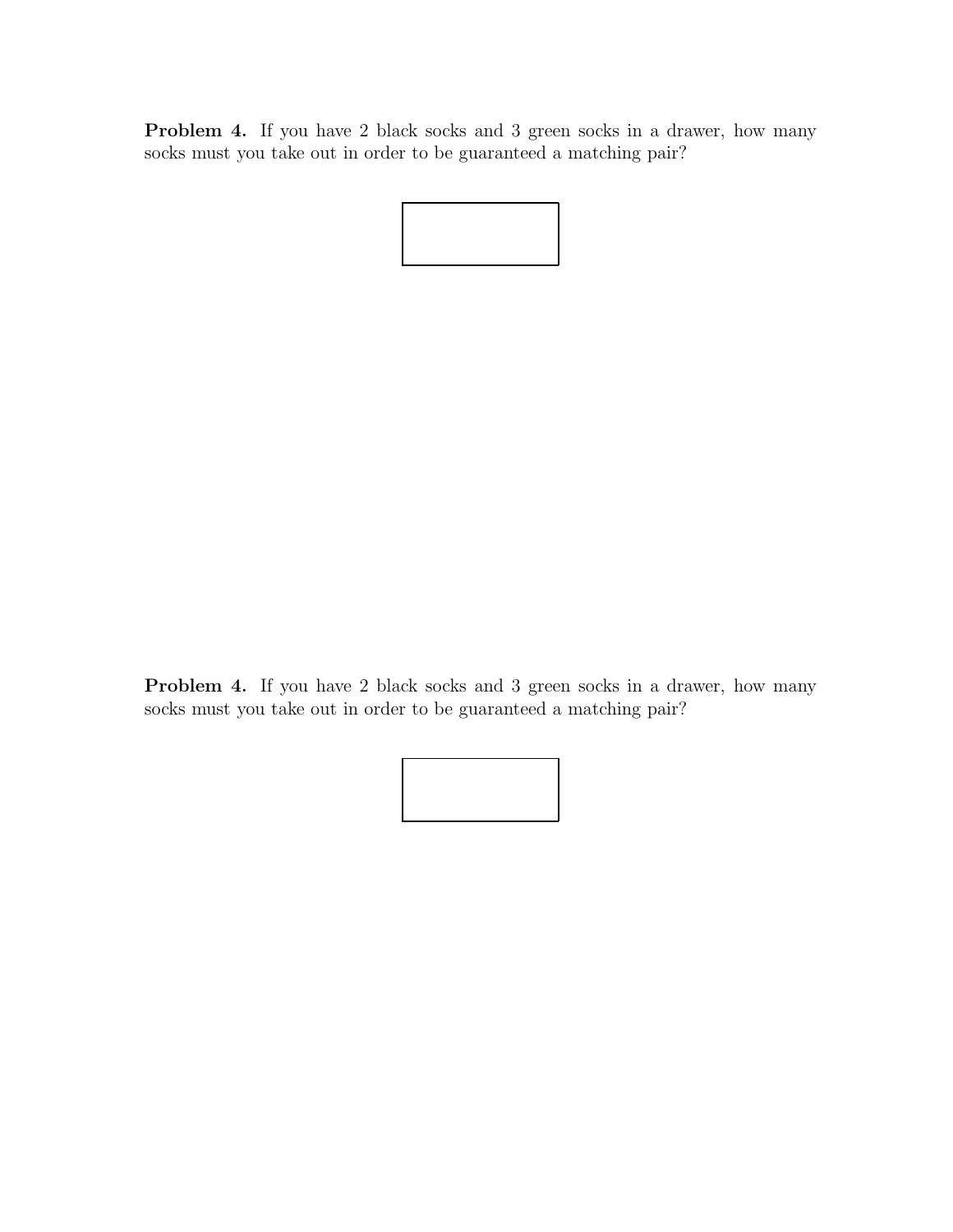**Problem 4.** If you have 2 black socks and 3 green socks in a drawer, how many socks must you take out in order to be guaranteed a matching pair?

**Problem 4.** If you have 2 black socks and 3 green socks in a drawer, how many socks must you take out in order to be guaranteed a matching pair?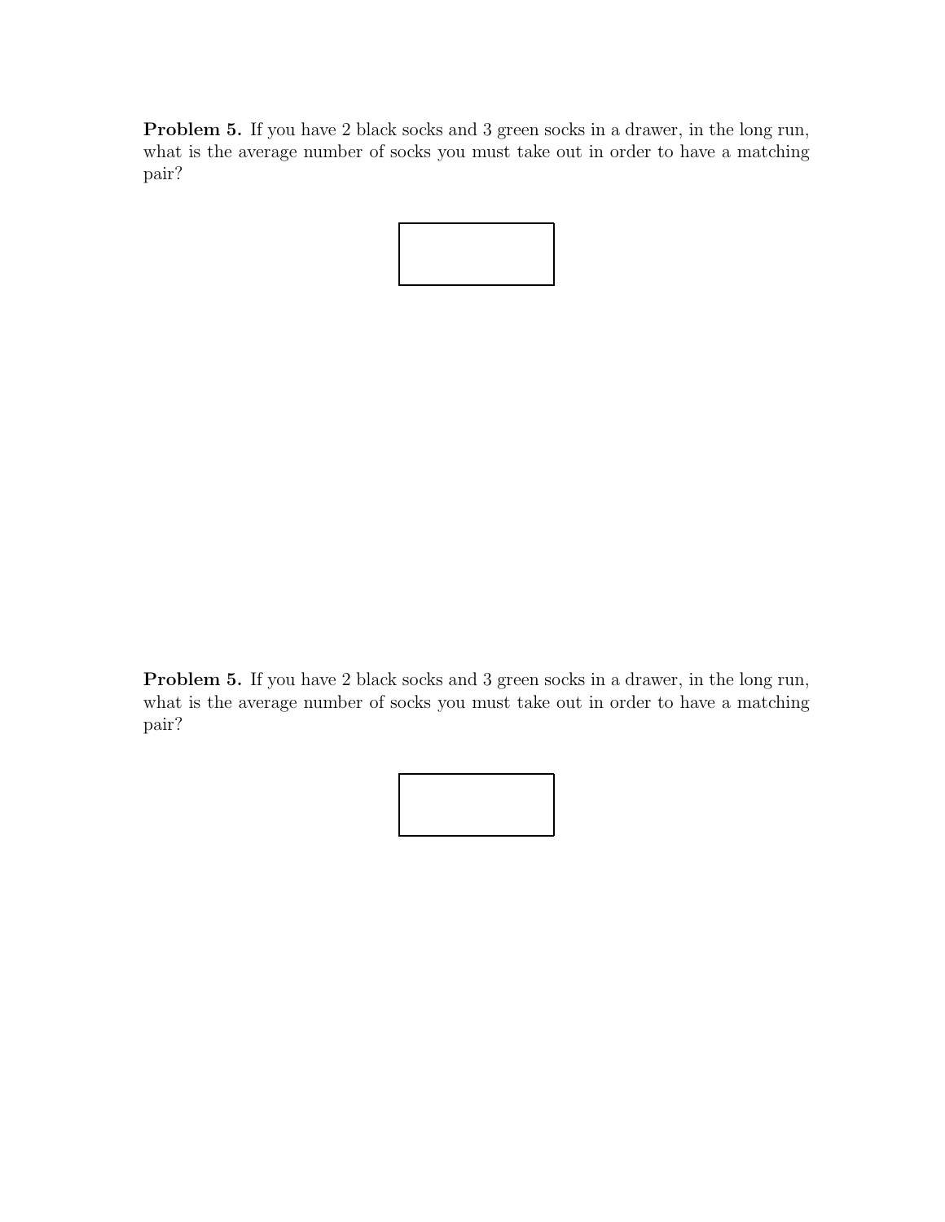**Problem 5.** If you have 2 black socks and 3 green socks in a drawer, in the long run, what is the average number of socks you must take out in order to have a matching pair?

**Problem 5.** If you have 2 black socks and 3 green socks in a drawer, in the long run, what is the average number of socks you must take out in order to have a matching pair?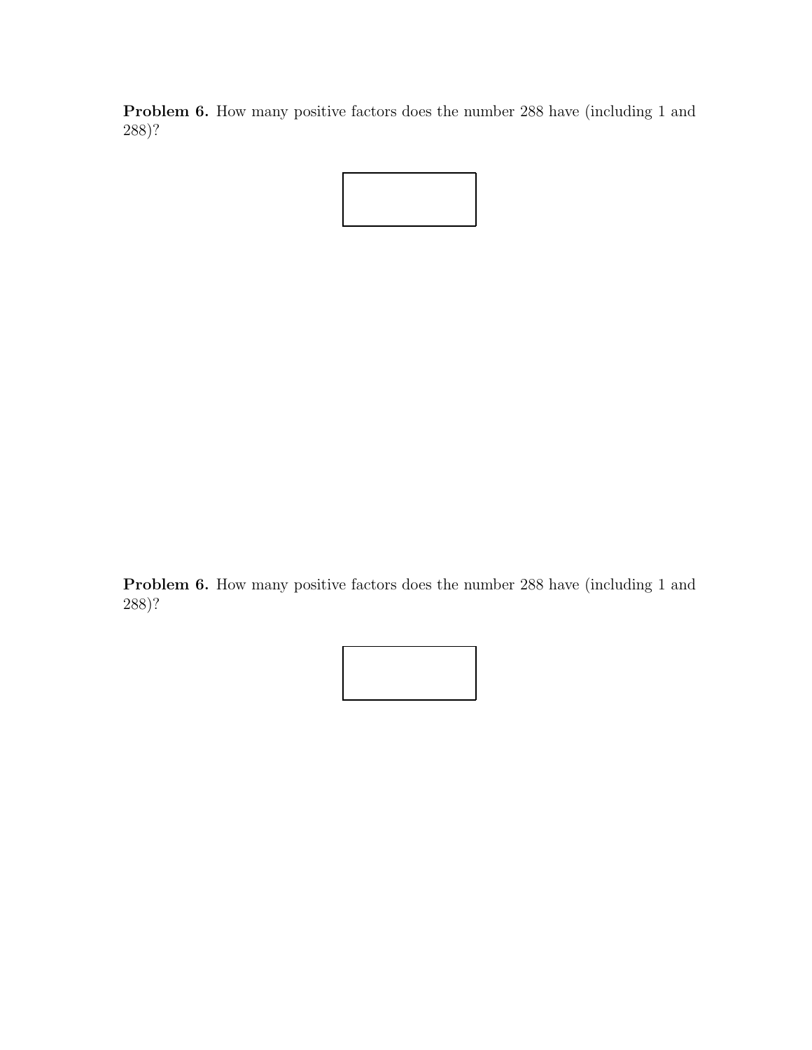**Problem 6.** How many positive factors does the number 288 have (including 1 and 288)?

**Problem 6.** How many positive factors does the number 288 have (including 1 and 288)?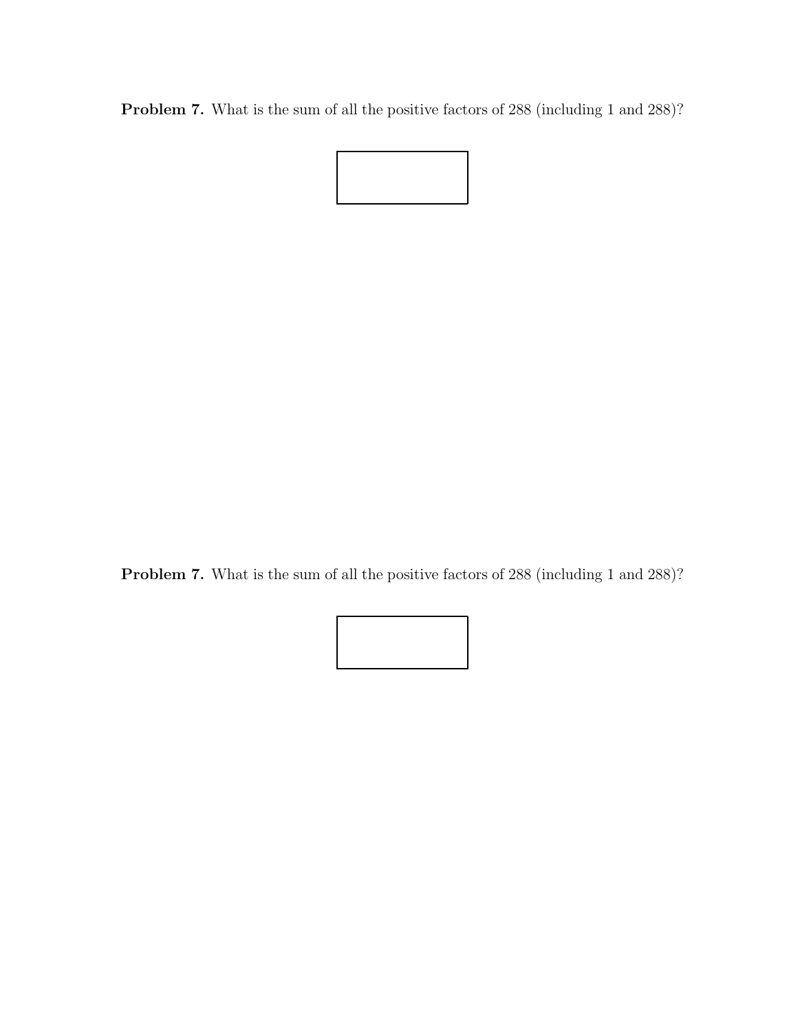**Problem 7.** What is the sum of all the positive factors of 288 (including 1 and 288)?

**Problem 7.** What is the sum of all the positive factors of 288 (including 1 and 288)?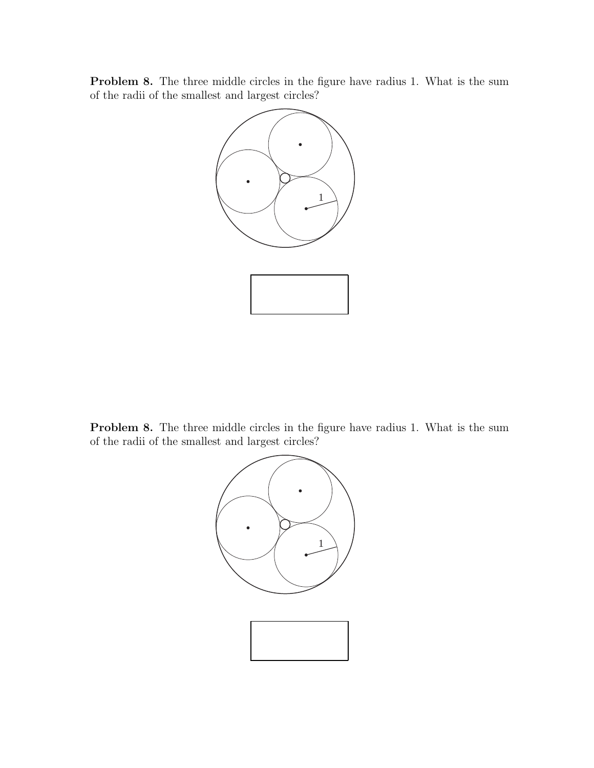**Problem 8.** The three middle circles in the figure have radius 1. What is the sum of the radii of the smallest and largest circles?

**Problem 8.** The three middle circles in the figure have radius 1. What is the sum of the radii of the smallest and largest circles?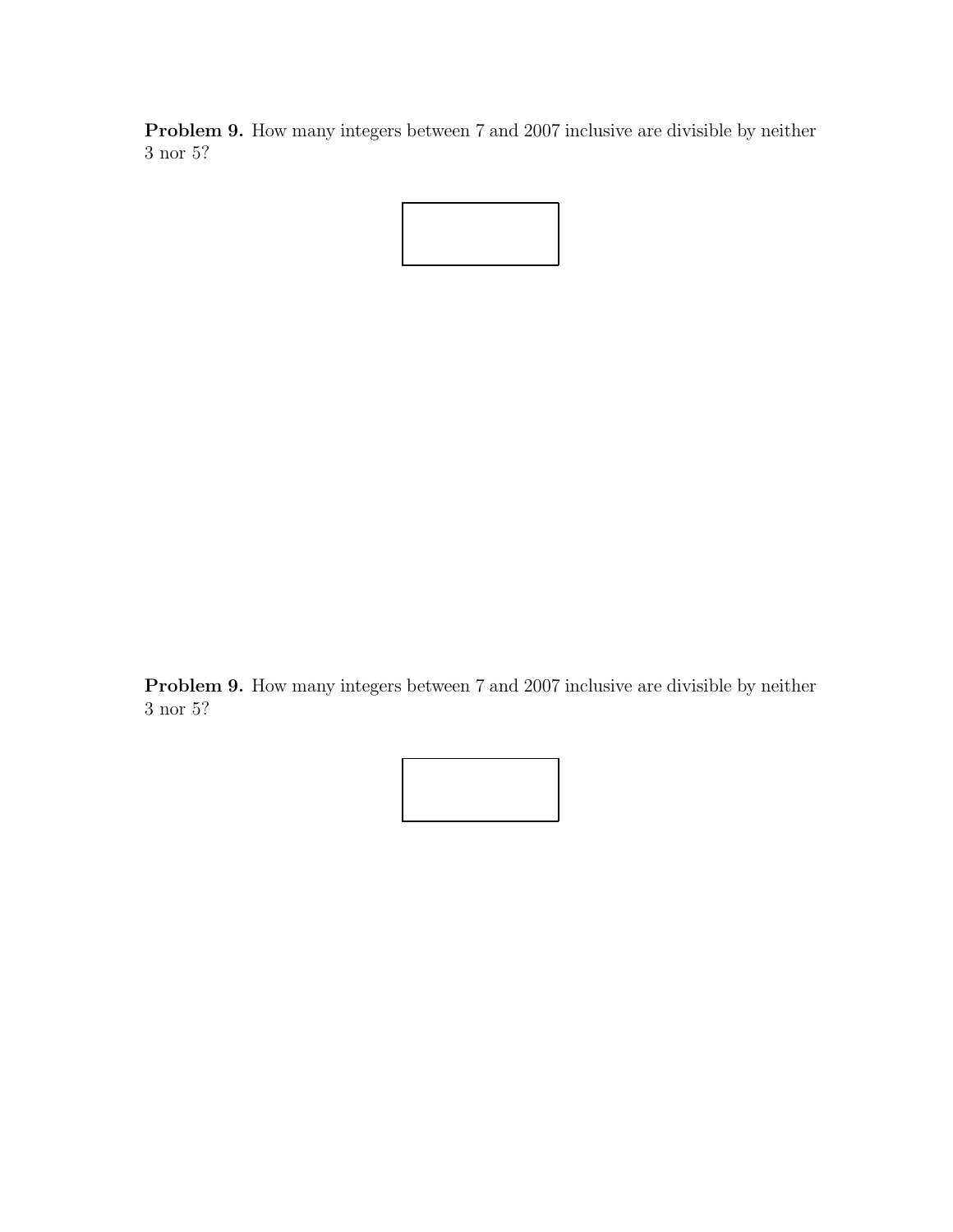**Problem 9.** How many integers between 7 and 2007 inclusive are divisible by neither 3 nor 5?

**Problem 9.** How many integers between 7 and 2007 inclusive are divisible by neither 3 nor 5?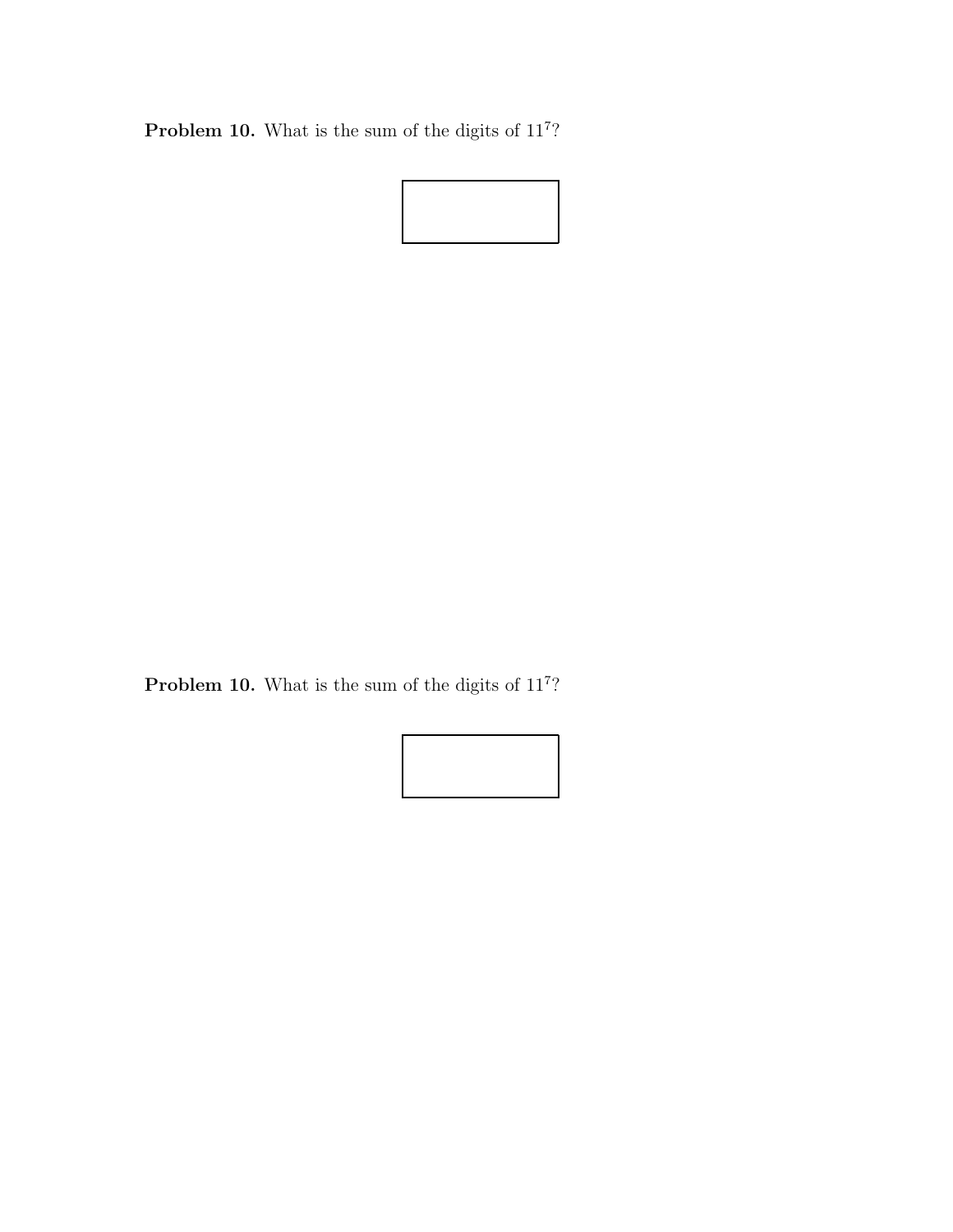**Problem 10.** What is the sum of the digits of $11^7$?

**Problem 10.** What is the sum of the digits of $11^7$?